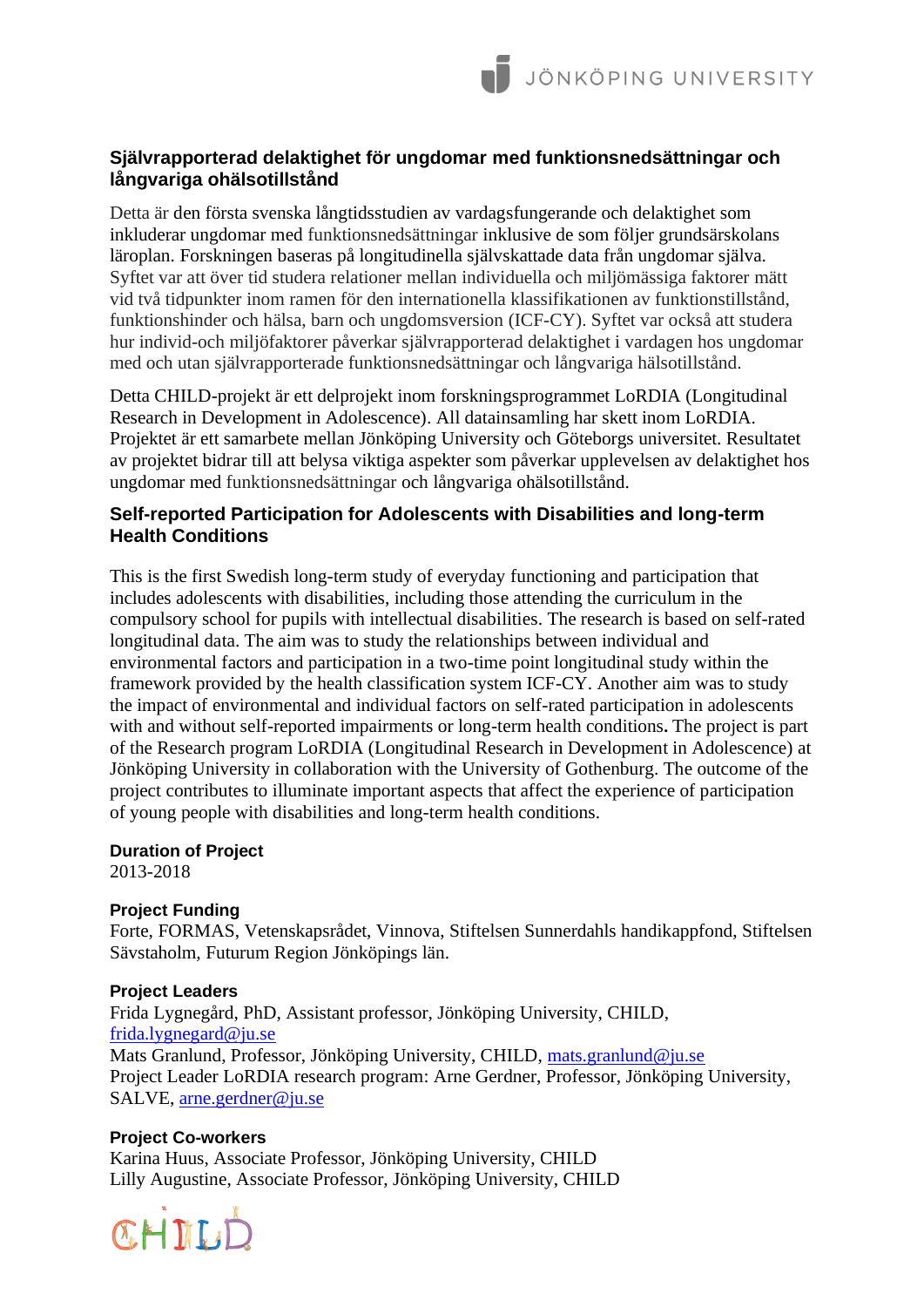## Självrapporterad delaktighet för ungdomar med funktionsnedsättningar och långvariga ohälsotillstånd

Detta är den första svenska långtidsstudien av vardagsfungerande och delaktighet som inkluderar ungdomar med funktionsnedsättningar inklusive de som följer grundsärskolans läroplan. Forskningen baseras på longitudinella självskattade data från ungdomar själva. Syftet var att över tid studera relationer mellan individuella och miljömässiga faktorer mätt vid två tidpunkter inom ramen för den internationella klassifikationen av funktionstillstånd, funktionshinder och hälsa, barn och ungdomsversion (ICF-CY). Syftet var också att studera hur individ-och miljöfaktorer påverkar självrapporterad delaktighet i vardagen hos ungdomar med och utan självrapporterade funktionsnedsättningar och långvariga hälsotillstånd.

Detta CHILD-projekt är ett delprojekt inom forskningsprogrammet LoRDIA (Longitudinal Research in Development in Adolescence). All datainsamling har skett inom LoRDIA. Projektet är ett samarbete mellan Jönköping University och Göteborgs universitet. Resultatet av projektet bidrar till att belysa viktiga aspekter som påverkar upplevelsen av delaktighet hos ungdomar med funktionsnedsättningar och långvariga ohälsotillstånd.

## Self-reported Participation for Adolescents with Disabilities and long-term Health Conditions

This is the first Swedish long-term study of everyday functioning and participation that includes adolescents with disabilities, including those attending the curriculum in the compulsory school for pupils with intellectual disabilities. The research is based on self-rated longitudinal data. The aim was to study the relationships between individual and environmental factors and participation in a two-time point longitudinal study within the framework provided by the health classification system ICF-CY. Another aim was to study the impact of environmental and individual factors on self-rated participation in adolescents with and without self-reported impairments or long-term health conditions**.** The project is part of the Research program LoRDIA (Longitudinal Research in Development in Adolescence) at Jönköping University in collaboration with the University of Gothenburg. The outcome of the project contributes to illuminate important aspects that affect the experience of participation of young people with disabilities and long-term health conditions.

**Duration of Project**
2013-2018

**Project Funding**
Forte, FORMAS, Vetenskapsrådet, Vinnova, Stiftelsen Sunnerdahls handikappfond, Stiftelsen Sävstaholm, Futurum Region Jönköpings län.

**Project Leaders**
Frida Lygnegård, PhD, Assistant professor, Jönköping University, CHILD, frida.lygnegard@ju.se
Mats Granlund, Professor, Jönköping University, CHILD, mats.granlund@ju.se
Project Leader LoRDIA research program: Arne Gerdner, Professor, Jönköping University, SALVE, arne.gerdner@ju.se

**Project Co-workers**
Karina Huus, Associate Professor, Jönköping University, CHILD
Lilly Augustine, Associate Professor, Jönköping University, CHILD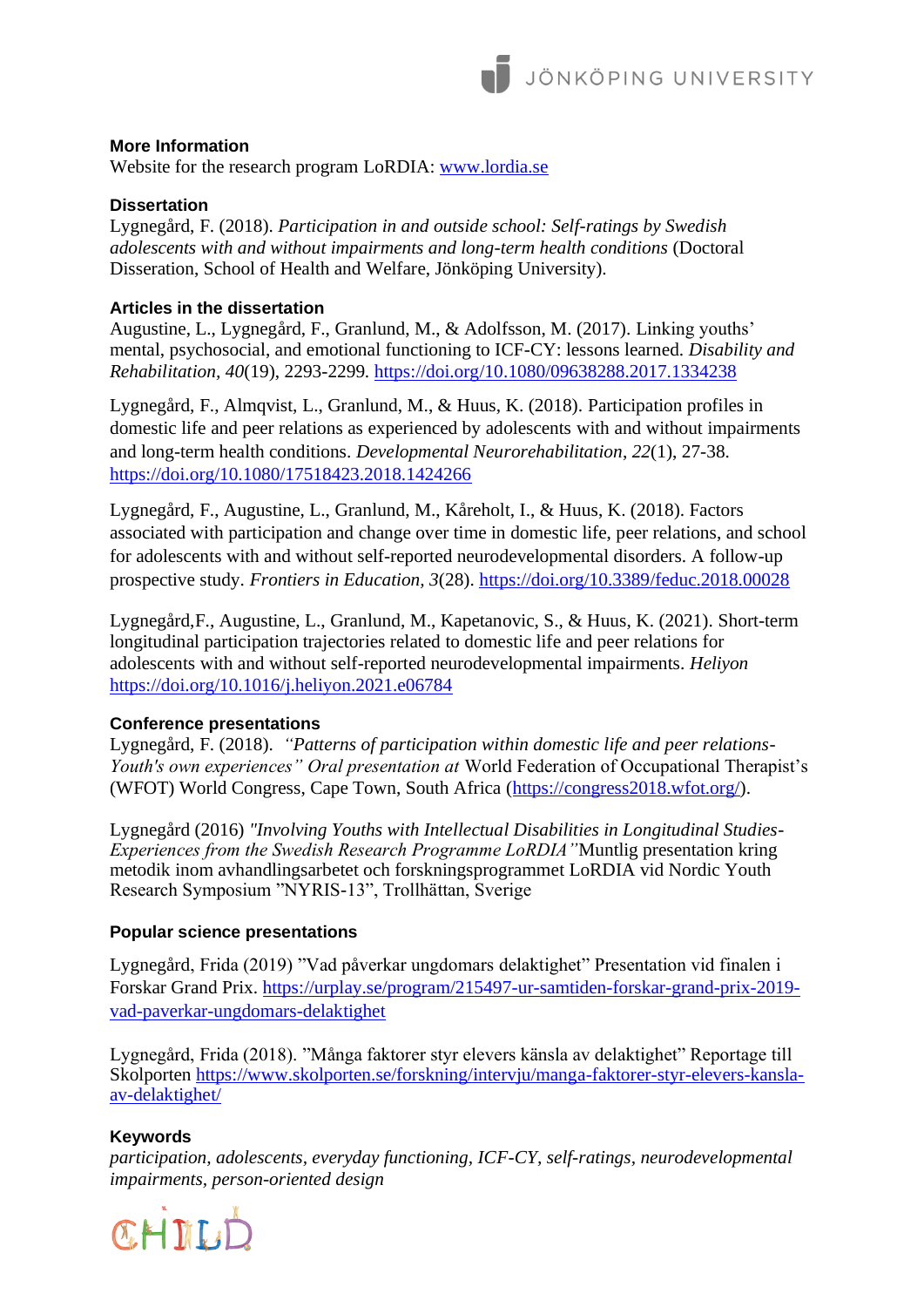**More Information**
Website for the research program LoRDIA: [www.lordia.se](www.lordia.se)

**Dissertation**
Lygnegård, F. (2018). *Participation in and outside school: Self-ratings by Swedish adolescents with and without impairments and long-term health conditions* (Doctoral Disseration, School of Health and Welfare, Jönköping University).

**Articles in the dissertation**
Augustine, L., Lygnegård, F., Granlund, M., & Adolfsson, M. (2017). Linking youths' mental, psychosocial, and emotional functioning to ICF-CY: lessons learned. *Disability and Rehabilitation*, *40*(19), 2293-2299. https://doi.org/10.1080/09638288.2017.1334238

Lygnegård, F., Almqvist, L., Granlund, M., & Huus, K. (2018). Participation profiles in domestic life and peer relations as experienced by adolescents with and without impairments and long-term health conditions. *Developmental Neurorehabilitation*, *22*(1), 27-38. https://doi.org/10.1080/17518423.2018.1424266

Lygnegård, F., Augustine, L., Granlund, M., Kåreholt, I., & Huus, K. (2018). Factors associated with participation and change over time in domestic life, peer relations, and school for adolescents with and without self-reported neurodevelopmental disorders. A follow-up prospective study. *Frontiers in Education, 3*(28). https://doi.org/10.3389/feduc.2018.00028

Lygnegård,F., Augustine, L., Granlund, M., Kapetanovic, S., & Huus, K. (2021). Short-term longitudinal participation trajectories related to domestic life and peer relations for adolescents with and without self-reported neurodevelopmental impairments. *Heliyon* https://doi.org/10.1016/j.heliyon.2021.e06784

**Conference presentations**
Lygnegård, F. (2018). *"Patterns of participation within domestic life and peer relations- Youth's own experiences" Oral presentation at* World Federation of Occupational Therapist's (WFOT) World Congress, Cape Town, South Africa (https://congress2018.wfot.org/).

Lygnegård (2016) *"Involving Youths with Intellectual Disabilities in Longitudinal Studies- Experiences from the Swedish Research Programme LoRDIA"* Muntlig presentation kring metodik inom avhandlingsarbetet och forskningsprogrammet LoRDIA vid Nordic Youth Research Symposium "NYRIS-13", Trollhättan, Sverige

**Popular science presentations**

Lygnegård, Frida (2019) "Vad påverkar ungdomars delaktighet" Presentation vid finalen i Forskar Grand Prix. https://urplay.se/program/215497-ur-samtiden-forskar-grand-prix-2019-vad-paverkar-ungdomars-delaktighet

Lygnegård, Frida (2018). "Många faktorer styr elevers känsla av delaktighet" Reportage till Skolporten https://www.skolporten.se/forskning/intervju/manga-faktorer-styr-elevers-kansla-av-delaktighet/

**Keywords**
*participation, adolescents, everyday functioning, ICF-CY, self-ratings, neurodevelopmental impairments, person-oriented design*